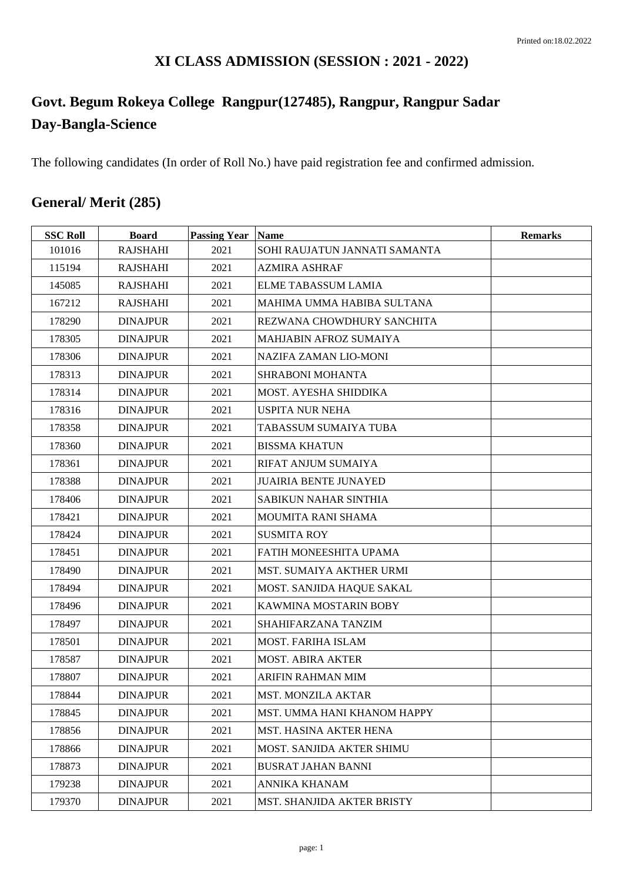# XI CLASS ADMISSION (SESSION : 2021 - 2022)

## Govt. Begum Rokeya College Rangpur(127485), Rangpur, Rangpur Sadar
## Day-Bangla-Science

The following candidates (In order of Roll No.) have paid registration fee and confirmed admission.

## General/ Merit (285)

| SSC Roll | Board | Passing Year | Name | Remarks |
|---|---|---|---|---|
| 101016 | RAJSHAHI | 2021 | SOHI RAUJATUN JANNATI SAMANTA | |
| 115194 | RAJSHAHI | 2021 | AZMIRA ASHRAF | |
| 145085 | RAJSHAHI | 2021 | ELME TABASSUM LAMIA | |
| 167212 | RAJSHAHI | 2021 | MAHIMA UMMA HABIBA SULTANA | |
| 178290 | DINAJPUR | 2021 | REZWANA CHOWDHURY SANCHITA | |
| 178305 | DINAJPUR | 2021 | MAHJABIN AFROZ SUMAIYA | |
| 178306 | DINAJPUR | 2021 | NAZIFA ZAMAN LIO-MONI | |
| 178313 | DINAJPUR | 2021 | SHRABONI MOHANTA | |
| 178314 | DINAJPUR | 2021 | MOST. AYESHA SHIDDIKA | |
| 178316 | DINAJPUR | 2021 | USPITA NUR NEHA | |
| 178358 | DINAJPUR | 2021 | TABASSUM SUMAIYA TUBA | |
| 178360 | DINAJPUR | 2021 | BISSMA KHATUN | |
| 178361 | DINAJPUR | 2021 | RIFAT ANJUM SUMAIYA | |
| 178388 | DINAJPUR | 2021 | JUAIRIA BENTE JUNAYED | |
| 178406 | DINAJPUR | 2021 | SABIKUN NAHAR SINTHIA | |
| 178421 | DINAJPUR | 2021 | MOUMITA RANI SHAMA | |
| 178424 | DINAJPUR | 2021 | SUSMITA ROY | |
| 178451 | DINAJPUR | 2021 | FATIH MONEESHITA UPAMA | |
| 178490 | DINAJPUR | 2021 | MST. SUMAIYA AKTHER URMI | |
| 178494 | DINAJPUR | 2021 | MOST. SANJIDA HAQUE SAKAL | |
| 178496 | DINAJPUR | 2021 | KAWMINA MOSTARIN BOBY | |
| 178497 | DINAJPUR | 2021 | SHAHIFARZANA TANZIM | |
| 178501 | DINAJPUR | 2021 | MOST. FARIHA ISLAM | |
| 178587 | DINAJPUR | 2021 | MOST. ABIRA AKTER | |
| 178807 | DINAJPUR | 2021 | ARIFIN RAHMAN MIM | |
| 178844 | DINAJPUR | 2021 | MST. MONZILA AKTAR | |
| 178845 | DINAJPUR | 2021 | MST. UMMA HANI KHANOM HAPPY | |
| 178856 | DINAJPUR | 2021 | MST. HASINA AKTER HENA | |
| 178866 | DINAJPUR | 2021 | MOST. SANJIDA AKTER SHIMU | |
| 178873 | DINAJPUR | 2021 | BUSRAT JAHAN BANNI | |
| 179238 | DINAJPUR | 2021 | ANNIKA KHANAM | |
| 179370 | DINAJPUR | 2021 | MST. SHANJIDA AKTER BRISTY | |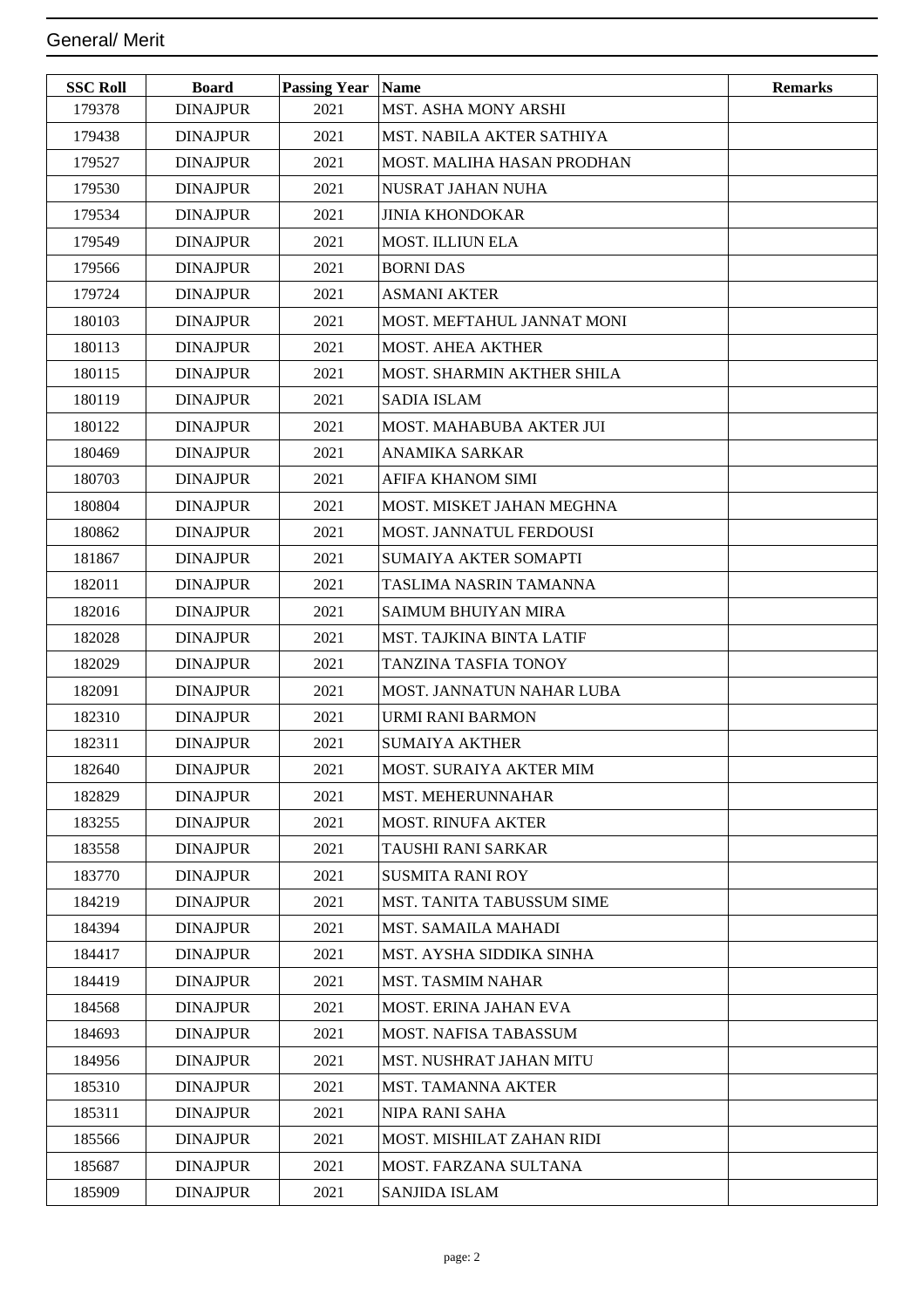## General/ Merit

| SSC Roll | Board | Passing Year | Name | Remarks |
|---|---|---|---|---|
| 179378 | DINAJPUR | 2021 | MST. ASHA MONY ARSHI | |
| 179438 | DINAJPUR | 2021 | MST. NABILA AKTER SATHIYA | |
| 179527 | DINAJPUR | 2021 | MOST. MALIHA HASAN PRODHAN | |
| 179530 | DINAJPUR | 2021 | NUSRAT JAHAN NUHA | |
| 179534 | DINAJPUR | 2021 | JINIA KHONDOKAR | |
| 179549 | DINAJPUR | 2021 | MOST. ILLIUN ELA | |
| 179566 | DINAJPUR | 2021 | BORNI DAS | |
| 179724 | DINAJPUR | 2021 | ASMANI AKTER | |
| 180103 | DINAJPUR | 2021 | MOST. MEFTAHUL JANNAT MONI | |
| 180113 | DINAJPUR | 2021 | MOST. AHEA AKTHER | |
| 180115 | DINAJPUR | 2021 | MOST. SHARMIN AKTHER SHILA | |
| 180119 | DINAJPUR | 2021 | SADIA ISLAM | |
| 180122 | DINAJPUR | 2021 | MOST. MAHABUBA AKTER JUI | |
| 180469 | DINAJPUR | 2021 | ANAMIKA SARKAR | |
| 180703 | DINAJPUR | 2021 | AFIFA KHANOM SIMI | |
| 180804 | DINAJPUR | 2021 | MOST. MISKET JAHAN MEGHNA | |
| 180862 | DINAJPUR | 2021 | MOST. JANNATUL FERDOUSI | |
| 181867 | DINAJPUR | 2021 | SUMAIYA AKTER SOMAPTI | |
| 182011 | DINAJPUR | 2021 | TASLIMA NASRIN TAMANNA | |
| 182016 | DINAJPUR | 2021 | SAIMUM BHUIYAN MIRA | |
| 182028 | DINAJPUR | 2021 | MST. TAJKINA BINTA LATIF | |
| 182029 | DINAJPUR | 2021 | TANZINA TASFIA TONOY | |
| 182091 | DINAJPUR | 2021 | MOST. JANNATUN NAHAR LUBA | |
| 182310 | DINAJPUR | 2021 | URMI RANI BARMON | |
| 182311 | DINAJPUR | 2021 | SUMAIYA AKTHER | |
| 182640 | DINAJPUR | 2021 | MOST. SURAIYA AKTER MIM | |
| 182829 | DINAJPUR | 2021 | MST. MEHERUNNAHAR | |
| 183255 | DINAJPUR | 2021 | MOST. RINUFA AKTER | |
| 183558 | DINAJPUR | 2021 | TAUSHI RANI SARKAR | |
| 183770 | DINAJPUR | 2021 | SUSMITA RANI ROY | |
| 184219 | DINAJPUR | 2021 | MST. TANITA TABUSSUM SIME | |
| 184394 | DINAJPUR | 2021 | MST. SAMAILA MAHADI | |
| 184417 | DINAJPUR | 2021 | MST. AYSHA SIDDIKA SINHA | |
| 184419 | DINAJPUR | 2021 | MST. TASMIM NAHAR | |
| 184568 | DINAJPUR | 2021 | MOST. ERINA JAHAN EVA | |
| 184693 | DINAJPUR | 2021 | MOST. NAFISA TABASSUM | |
| 184956 | DINAJPUR | 2021 | MST. NUSHRAT JAHAN MITU | |
| 185310 | DINAJPUR | 2021 | MST. TAMANNA AKTER | |
| 185311 | DINAJPUR | 2021 | NIPA RANI SAHA | |
| 185566 | DINAJPUR | 2021 | MOST. MISHILAT ZAHAN RIDI | |
| 185687 | DINAJPUR | 2021 | MOST. FARZANA SULTANA | |
| 185909 | DINAJPUR | 2021 | SANJIDA ISLAM | |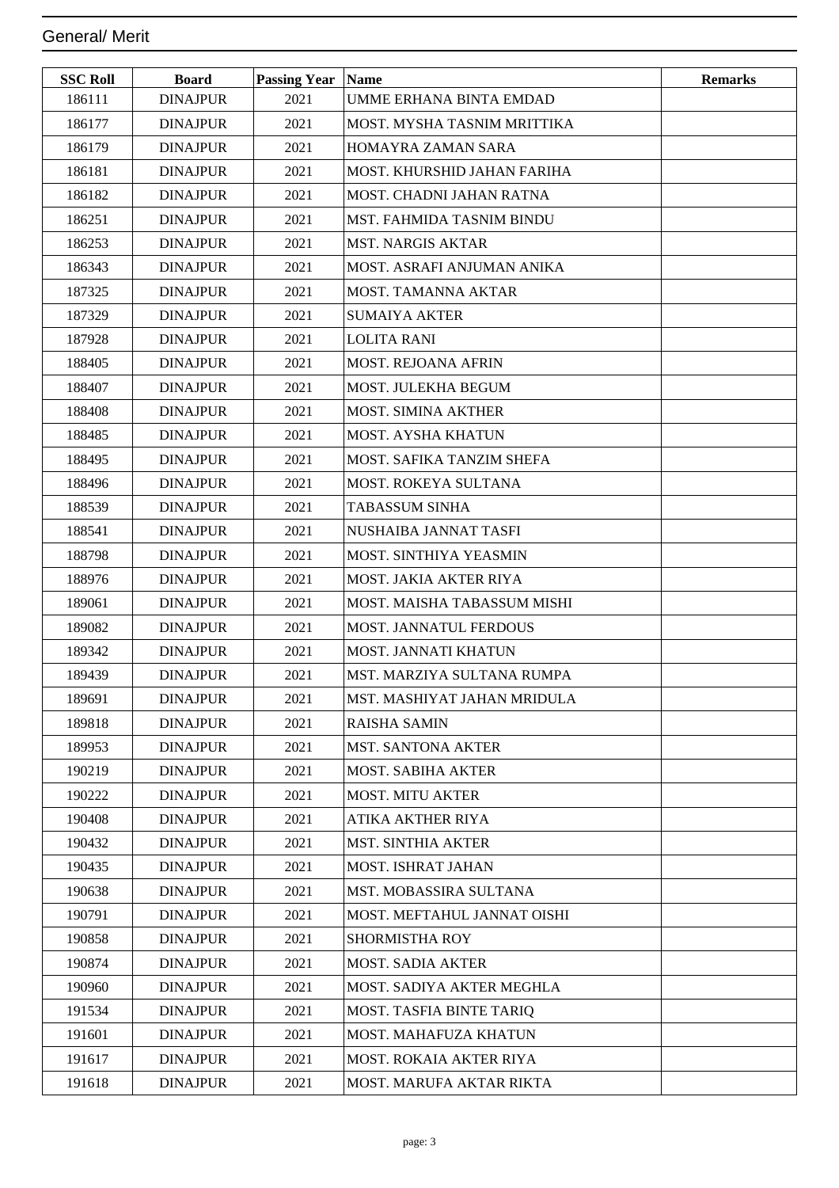## General/ Merit

| SSC Roll | Board | Passing Year | Name | Remarks |
|---|---|---|---|---|
| 186111 | DINAJPUR | 2021 | UMME ERHANA BINTA EMDAD | |
| 186177 | DINAJPUR | 2021 | MOST. MYSHA TASNIM MRITTIKA | |
| 186179 | DINAJPUR | 2021 | HOMAYRA ZAMAN SARA | |
| 186181 | DINAJPUR | 2021 | MOST. KHURSHID JAHAN FARIHA | |
| 186182 | DINAJPUR | 2021 | MOST. CHADNI JAHAN RATNA | |
| 186251 | DINAJPUR | 2021 | MST. FAHMIDA TASNIM BINDU | |
| 186253 | DINAJPUR | 2021 | MST. NARGIS AKTAR | |
| 186343 | DINAJPUR | 2021 | MOST. ASRAFI ANJUMAN ANIKA | |
| 187325 | DINAJPUR | 2021 | MOST. TAMANNA AKTAR | |
| 187329 | DINAJPUR | 2021 | SUMAIYA AKTER | |
| 187928 | DINAJPUR | 2021 | LOLITA RANI | |
| 188405 | DINAJPUR | 2021 | MOST. REJOANA AFRIN | |
| 188407 | DINAJPUR | 2021 | MOST. JULEKHA BEGUM | |
| 188408 | DINAJPUR | 2021 | MOST. SIMINA AKTHER | |
| 188485 | DINAJPUR | 2021 | MOST. AYSHA KHATUN | |
| 188495 | DINAJPUR | 2021 | MOST. SAFIKA TANZIM SHEFA | |
| 188496 | DINAJPUR | 2021 | MOST. ROKEYA SULTANA | |
| 188539 | DINAJPUR | 2021 | TABASSUM SINHA | |
| 188541 | DINAJPUR | 2021 | NUSHAIBA JANNAT TASFI | |
| 188798 | DINAJPUR | 2021 | MOST. SINTHIYA YEASMIN | |
| 188976 | DINAJPUR | 2021 | MOST. JAKIA AKTER RIYA | |
| 189061 | DINAJPUR | 2021 | MOST. MAISHA TABASSUM MISHI | |
| 189082 | DINAJPUR | 2021 | MOST. JANNATUL FERDOUS | |
| 189342 | DINAJPUR | 2021 | MOST. JANNATI KHATUN | |
| 189439 | DINAJPUR | 2021 | MST. MARZIYA SULTANA RUMPA | |
| 189691 | DINAJPUR | 2021 | MST. MASHIYAT JAHAN MRIDULA | |
| 189818 | DINAJPUR | 2021 | RAISHA SAMIN | |
| 189953 | DINAJPUR | 2021 | MST. SANTONA AKTER | |
| 190219 | DINAJPUR | 2021 | MOST. SABIHA AKTER | |
| 190222 | DINAJPUR | 2021 | MOST. MITU AKTER | |
| 190408 | DINAJPUR | 2021 | ATIKA AKTHER RIYA | |
| 190432 | DINAJPUR | 2021 | MST. SINTHIA AKTER | |
| 190435 | DINAJPUR | 2021 | MOST. ISHRAT JAHAN | |
| 190638 | DINAJPUR | 2021 | MST. MOBASSIRA SULTANA | |
| 190791 | DINAJPUR | 2021 | MOST. MEFTAHUL JANNAT OISHI | |
| 190858 | DINAJPUR | 2021 | SHORMISTHA ROY | |
| 190874 | DINAJPUR | 2021 | MOST. SADIA AKTER | |
| 190960 | DINAJPUR | 2021 | MOST. SADIYA AKTER MEGHLA | |
| 191534 | DINAJPUR | 2021 | MOST. TASFIA BINTE TARIQ | |
| 191601 | DINAJPUR | 2021 | MOST. MAHAFUZA KHATUN | |
| 191617 | DINAJPUR | 2021 | MOST. ROKAIA AKTER RIYA | |
| 191618 | DINAJPUR | 2021 | MOST. MARUFA AKTAR RIKTA | |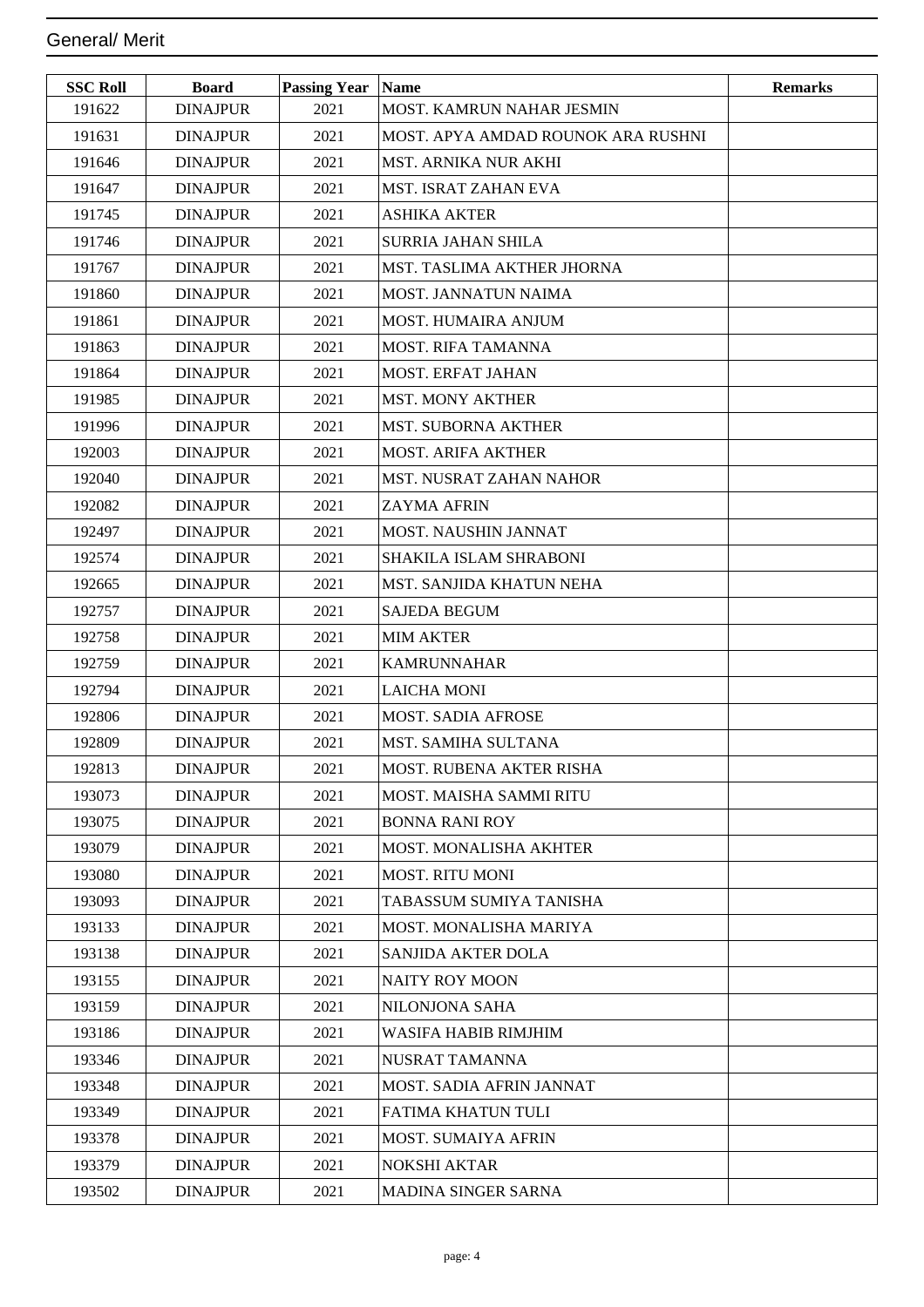## General/ Merit

| SSC Roll | Board | Passing Year | Name | Remarks |
|---|---|---|---|---|
| 191622 | DINAJPUR | 2021 | MOST. KAMRUN NAHAR JESMIN | |
| 191631 | DINAJPUR | 2021 | MOST. APYA AMDAD ROUNOK ARA RUSHNI | |
| 191646 | DINAJPUR | 2021 | MST. ARNIKA NUR AKHI | |
| 191647 | DINAJPUR | 2021 | MST. ISRAT ZAHAN EVA | |
| 191745 | DINAJPUR | 2021 | ASHIKA AKTER | |
| 191746 | DINAJPUR | 2021 | SURRIA JAHAN SHILA | |
| 191767 | DINAJPUR | 2021 | MST. TASLIMA AKTHER JHORNA | |
| 191860 | DINAJPUR | 2021 | MOST. JANNATUN NAIMA | |
| 191861 | DINAJPUR | 2021 | MOST. HUMAIRA ANJUM | |
| 191863 | DINAJPUR | 2021 | MOST. RIFA TAMANNA | |
| 191864 | DINAJPUR | 2021 | MOST. ERFAT JAHAN | |
| 191985 | DINAJPUR | 2021 | MST. MONY AKTHER | |
| 191996 | DINAJPUR | 2021 | MST. SUBORNA AKTHER | |
| 192003 | DINAJPUR | 2021 | MOST. ARIFA AKTHER | |
| 192040 | DINAJPUR | 2021 | MST. NUSRAT ZAHAN NAHOR | |
| 192082 | DINAJPUR | 2021 | ZAYMA AFRIN | |
| 192497 | DINAJPUR | 2021 | MOST. NAUSHIN JANNAT | |
| 192574 | DINAJPUR | 2021 | SHAKILA ISLAM SHRABONI | |
| 192665 | DINAJPUR | 2021 | MST. SANJIDA KHATUN NEHA | |
| 192757 | DINAJPUR | 2021 | SAJEDA BEGUM | |
| 192758 | DINAJPUR | 2021 | MIM AKTER | |
| 192759 | DINAJPUR | 2021 | KAMRUNNAHAR | |
| 192794 | DINAJPUR | 2021 | LAICHA MONI | |
| 192806 | DINAJPUR | 2021 | MOST. SADIA AFROSE | |
| 192809 | DINAJPUR | 2021 | MST. SAMIHA SULTANA | |
| 192813 | DINAJPUR | 2021 | MOST. RUBENA AKTER RISHA | |
| 193073 | DINAJPUR | 2021 | MOST. MAISHA SAMMI RITU | |
| 193075 | DINAJPUR | 2021 | BONNA RANI ROY | |
| 193079 | DINAJPUR | 2021 | MOST. MONALISHA AKHTER | |
| 193080 | DINAJPUR | 2021 | MOST. RITU MONI | |
| 193093 | DINAJPUR | 2021 | TABASSUM SUMIYA TANISHA | |
| 193133 | DINAJPUR | 2021 | MOST. MONALISHA MARIYA | |
| 193138 | DINAJPUR | 2021 | SANJIDA AKTER DOLA | |
| 193155 | DINAJPUR | 2021 | NAITY ROY MOON | |
| 193159 | DINAJPUR | 2021 | NILONJONA SAHA | |
| 193186 | DINAJPUR | 2021 | WASIFA HABIB RIMJHIM | |
| 193346 | DINAJPUR | 2021 | NUSRAT TAMANNA | |
| 193348 | DINAJPUR | 2021 | MOST. SADIA AFRIN JANNAT | |
| 193349 | DINAJPUR | 2021 | FATIMA KHATUN TULI | |
| 193378 | DINAJPUR | 2021 | MOST. SUMAIYA AFRIN | |
| 193379 | DINAJPUR | 2021 | NOKSHI AKTAR | |
| 193502 | DINAJPUR | 2021 | MADINA SINGER SARNA | |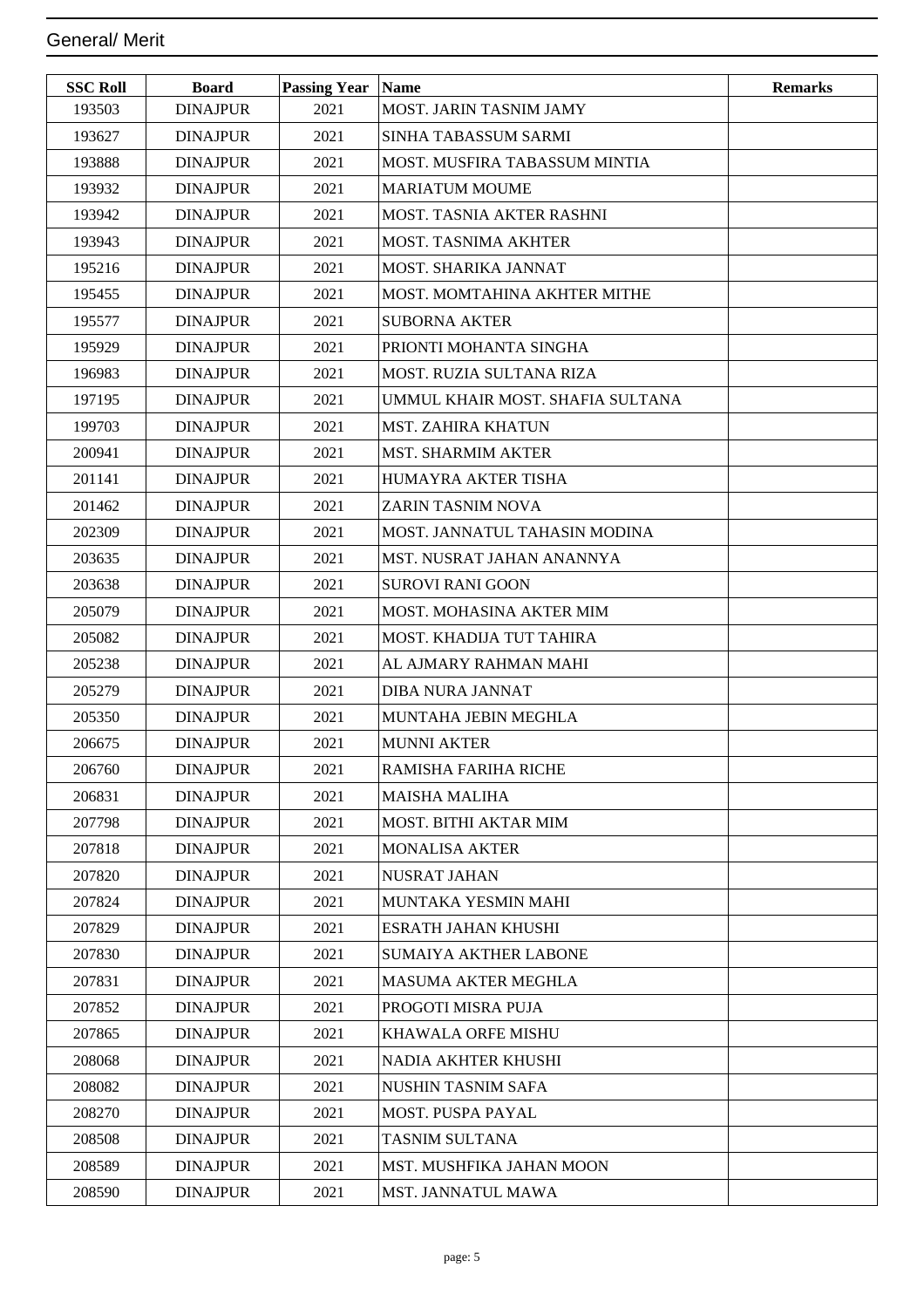## General/ Merit

| SSC Roll | Board | Passing Year | Name | Remarks |
|---|---|---|---|---|
| 193503 | DINAJPUR | 2021 | MOST. JARIN TASNIM JAMY | |
| 193627 | DINAJPUR | 2021 | SINHA TABASSUM SARMI | |
| 193888 | DINAJPUR | 2021 | MOST. MUSFIRA TABASSUM MINTIA | |
| 193932 | DINAJPUR | 2021 | MARIATUM MOUME | |
| 193942 | DINAJPUR | 2021 | MOST. TASNIA AKTER RASHNI | |
| 193943 | DINAJPUR | 2021 | MOST. TASNIMA AKHTER | |
| 195216 | DINAJPUR | 2021 | MOST. SHARIKA JANNAT | |
| 195455 | DINAJPUR | 2021 | MOST. MOMTAHINA AKHTER MITHE | |
| 195577 | DINAJPUR | 2021 | SUBORNA AKTER | |
| 195929 | DINAJPUR | 2021 | PRIONTI MOHANTA SINGHA | |
| 196983 | DINAJPUR | 2021 | MOST. RUZIA SULTANA RIZA | |
| 197195 | DINAJPUR | 2021 | UMMUL KHAIR MOST. SHAFIA SULTANA | |
| 199703 | DINAJPUR | 2021 | MST. ZAHIRA KHATUN | |
| 200941 | DINAJPUR | 2021 | MST. SHARMIM AKTER | |
| 201141 | DINAJPUR | 2021 | HUMAYRA AKTER TISHA | |
| 201462 | DINAJPUR | 2021 | ZARIN TASNIM NOVA | |
| 202309 | DINAJPUR | 2021 | MOST. JANNATUL TAHASIN MODINA | |
| 203635 | DINAJPUR | 2021 | MST. NUSRAT JAHAN ANANNYA | |
| 203638 | DINAJPUR | 2021 | SUROVI RANI GOON | |
| 205079 | DINAJPUR | 2021 | MOST. MOHASINA AKTER MIM | |
| 205082 | DINAJPUR | 2021 | MOST. KHADIJA TUT TAHIRA | |
| 205238 | DINAJPUR | 2021 | AL AJMARY RAHMAN MAHI | |
| 205279 | DINAJPUR | 2021 | DIBA NURA JANNAT | |
| 205350 | DINAJPUR | 2021 | MUNTAHA JEBIN MEGHLA | |
| 206675 | DINAJPUR | 2021 | MUNNI AKTER | |
| 206760 | DINAJPUR | 2021 | RAMISHA FARIHA RICHE | |
| 206831 | DINAJPUR | 2021 | MAISHA MALIHA | |
| 207798 | DINAJPUR | 2021 | MOST. BITHI AKTAR MIM | |
| 207818 | DINAJPUR | 2021 | MONALISA AKTER | |
| 207820 | DINAJPUR | 2021 | NUSRAT JAHAN | |
| 207824 | DINAJPUR | 2021 | MUNTAKA YESMIN MAHI | |
| 207829 | DINAJPUR | 2021 | ESRATH JAHAN KHUSHI | |
| 207830 | DINAJPUR | 2021 | SUMAIYA AKTHER LABONE | |
| 207831 | DINAJPUR | 2021 | MASUMA AKTER MEGHLA | |
| 207852 | DINAJPUR | 2021 | PROGOTI MISRA PUJA | |
| 207865 | DINAJPUR | 2021 | KHAWALA ORFE MISHU | |
| 208068 | DINAJPUR | 2021 | NADIA AKHTER KHUSHI | |
| 208082 | DINAJPUR | 2021 | NUSHIN TASNIM SAFA | |
| 208270 | DINAJPUR | 2021 | MOST. PUSPA PAYAL | |
| 208508 | DINAJPUR | 2021 | TASNIM SULTANA | |
| 208589 | DINAJPUR | 2021 | MST. MUSHFIKA JAHAN MOON | |
| 208590 | DINAJPUR | 2021 | MST. JANNATUL MAWA | |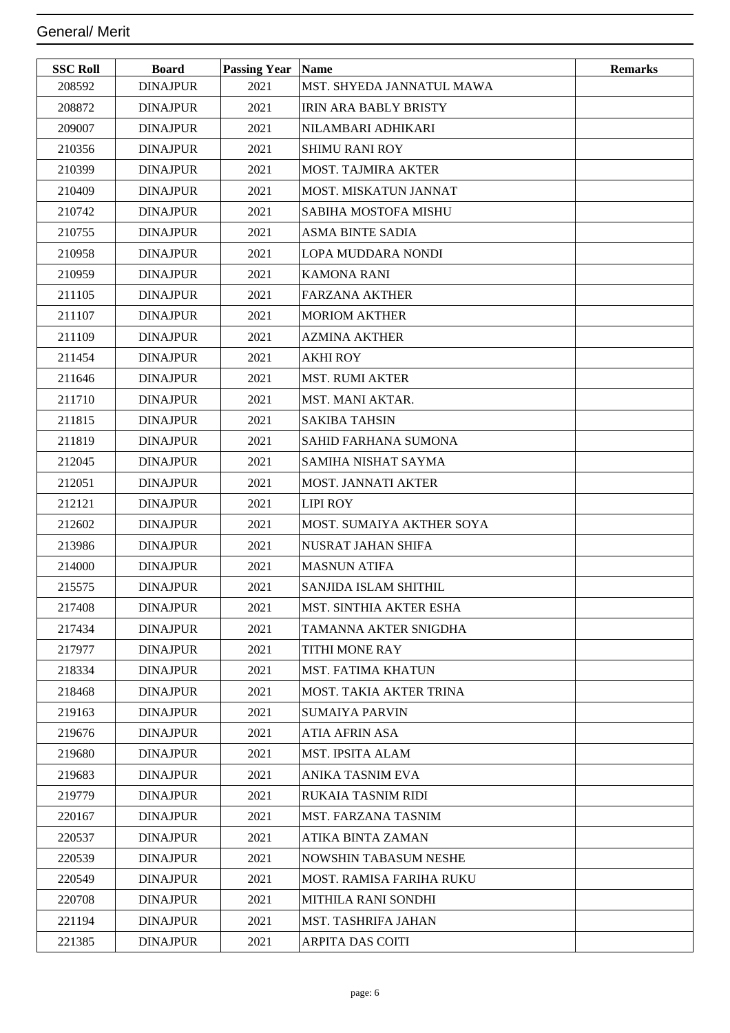## General/ Merit

| SSC Roll | Board | Passing Year | Name | Remarks |
|---|---|---|---|---|
| 208592 | DINAJPUR | 2021 | MST. SHYEDA JANNATUL MAWA | |
| 208872 | DINAJPUR | 2021 | IRIN ARA BABLY BRISTY | |
| 209007 | DINAJPUR | 2021 | NILAMBARI ADHIKARI | |
| 210356 | DINAJPUR | 2021 | SHIMU RANI ROY | |
| 210399 | DINAJPUR | 2021 | MOST. TAJMIRA AKTER | |
| 210409 | DINAJPUR | 2021 | MOST. MISKATUN JANNAT | |
| 210742 | DINAJPUR | 2021 | SABIHA MOSTOFA MISHU | |
| 210755 | DINAJPUR | 2021 | ASMA BINTE SADIA | |
| 210958 | DINAJPUR | 2021 | LOPA MUDDARA NONDI | |
| 210959 | DINAJPUR | 2021 | KAMONA RANI | |
| 211105 | DINAJPUR | 2021 | FARZANA AKTHER | |
| 211107 | DINAJPUR | 2021 | MORIOM AKTHER | |
| 211109 | DINAJPUR | 2021 | AZMINA AKTHER | |
| 211454 | DINAJPUR | 2021 | AKHI ROY | |
| 211646 | DINAJPUR | 2021 | MST. RUMI AKTER | |
| 211710 | DINAJPUR | 2021 | MST. MANI AKTAR. | |
| 211815 | DINAJPUR | 2021 | SAKIBA TAHSIN | |
| 211819 | DINAJPUR | 2021 | SAHID FARHANA SUMONA | |
| 212045 | DINAJPUR | 2021 | SAMIHA NISHAT SAYMA | |
| 212051 | DINAJPUR | 2021 | MOST. JANNATI AKTER | |
| 212121 | DINAJPUR | 2021 | LIPI ROY | |
| 212602 | DINAJPUR | 2021 | MOST. SUMAIYA AKTHER SOYA | |
| 213986 | DINAJPUR | 2021 | NUSRAT JAHAN SHIFA | |
| 214000 | DINAJPUR | 2021 | MASNUN ATIFA | |
| 215575 | DINAJPUR | 2021 | SANJIDA ISLAM SHITHIL | |
| 217408 | DINAJPUR | 2021 | MST. SINTHIA AKTER ESHA | |
| 217434 | DINAJPUR | 2021 | TAMANNA AKTER SNIGDHA | |
| 217977 | DINAJPUR | 2021 | TITHI MONE RAY | |
| 218334 | DINAJPUR | 2021 | MST. FATIMA KHATUN | |
| 218468 | DINAJPUR | 2021 | MOST. TAKIA AKTER TRINA | |
| 219163 | DINAJPUR | 2021 | SUMAIYA PARVIN | |
| 219676 | DINAJPUR | 2021 | ATIA AFRIN ASA | |
| 219680 | DINAJPUR | 2021 | MST. IPSITA ALAM | |
| 219683 | DINAJPUR | 2021 | ANIKA TASNIM EVA | |
| 219779 | DINAJPUR | 2021 | RUKAIA TASNIM RIDI | |
| 220167 | DINAJPUR | 2021 | MST. FARZANA TASNIM | |
| 220537 | DINAJPUR | 2021 | ATIKA BINTA ZAMAN | |
| 220539 | DINAJPUR | 2021 | NOWSHIN TABASUM NESHE | |
| 220549 | DINAJPUR | 2021 | MOST. RAMISA FARIHA RUKU | |
| 220708 | DINAJPUR | 2021 | MITHILA RANI SONDHI | |
| 221194 | DINAJPUR | 2021 | MST. TASHRIFA JAHAN | |
| 221385 | DINAJPUR | 2021 | ARPITA DAS COITI | |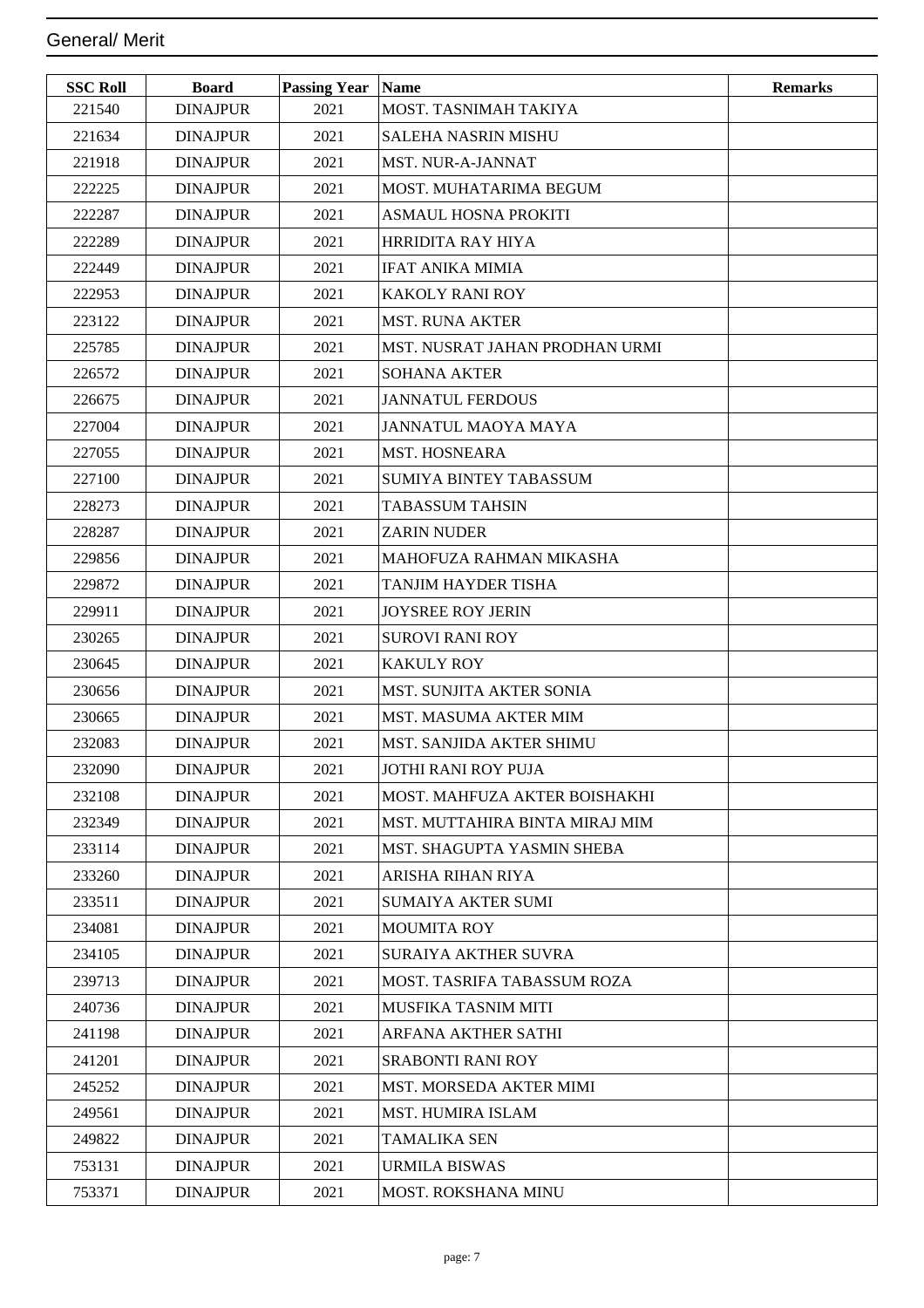## General/ Merit

| SSC Roll | Board | Passing Year | Name | Remarks |
|---|---|---|---|---|
| 221540 | DINAJPUR | 2021 | MOST. TASNIMAH TAKIYA | |
| 221634 | DINAJPUR | 2021 | SALEHA NASRIN MISHU | |
| 221918 | DINAJPUR | 2021 | MST. NUR-A-JANNAT | |
| 222225 | DINAJPUR | 2021 | MOST. MUHATARIMA BEGUM | |
| 222287 | DINAJPUR | 2021 | ASMAUL HOSNA PROKITI | |
| 222289 | DINAJPUR | 2021 | HRRIDITA RAY HIYA | |
| 222449 | DINAJPUR | 2021 | IFAT ANIKA MIMIA | |
| 222953 | DINAJPUR | 2021 | KAKOLY RANI ROY | |
| 223122 | DINAJPUR | 2021 | MST. RUNA AKTER | |
| 225785 | DINAJPUR | 2021 | MST. NUSRAT JAHAN PRODHAN URMI | |
| 226572 | DINAJPUR | 2021 | SOHANA AKTER | |
| 226675 | DINAJPUR | 2021 | JANNATUL FERDOUS | |
| 227004 | DINAJPUR | 2021 | JANNATUL MAOYA MAYA | |
| 227055 | DINAJPUR | 2021 | MST. HOSNEARA | |
| 227100 | DINAJPUR | 2021 | SUMIYA BINTEY TABASSUM | |
| 228273 | DINAJPUR | 2021 | TABASSUM TAHSIN | |
| 228287 | DINAJPUR | 2021 | ZARIN NUDER | |
| 229856 | DINAJPUR | 2021 | MAHOFUZA RAHMAN MIKASHA | |
| 229872 | DINAJPUR | 2021 | TANJIM HAYDER TISHA | |
| 229911 | DINAJPUR | 2021 | JOYSREE ROY JERIN | |
| 230265 | DINAJPUR | 2021 | SUROVI RANI ROY | |
| 230645 | DINAJPUR | 2021 | KAKULY ROY | |
| 230656 | DINAJPUR | 2021 | MST. SUNJITA AKTER SONIA | |
| 230665 | DINAJPUR | 2021 | MST. MASUMA AKTER MIM | |
| 232083 | DINAJPUR | 2021 | MST. SANJIDA AKTER SHIMU | |
| 232090 | DINAJPUR | 2021 | JOTHI RANI ROY PUJA | |
| 232108 | DINAJPUR | 2021 | MOST. MAHFUZA AKTER BOISHAKHI | |
| 232349 | DINAJPUR | 2021 | MST. MUTTAHIRA BINTA MIRAJ MIM | |
| 233114 | DINAJPUR | 2021 | MST. SHAGUPTA YASMIN SHEBA | |
| 233260 | DINAJPUR | 2021 | ARISHA RIHAN RIYA | |
| 233511 | DINAJPUR | 2021 | SUMAIYA AKTER SUMI | |
| 234081 | DINAJPUR | 2021 | MOUMITA ROY | |
| 234105 | DINAJPUR | 2021 | SURAIYA AKTHER SUVRA | |
| 239713 | DINAJPUR | 2021 | MOST. TASRIFA TABASSUM ROZA | |
| 240736 | DINAJPUR | 2021 | MUSFIKA TASNIM MITI | |
| 241198 | DINAJPUR | 2021 | ARFANA AKTHER SATHI | |
| 241201 | DINAJPUR | 2021 | SRABONTI RANI ROY | |
| 245252 | DINAJPUR | 2021 | MST. MORSEDA AKTER MIMI | |
| 249561 | DINAJPUR | 2021 | MST. HUMIRA ISLAM | |
| 249822 | DINAJPUR | 2021 | TAMALIKA SEN | |
| 753131 | DINAJPUR | 2021 | URMILA BISWAS | |
| 753371 | DINAJPUR | 2021 | MOST. ROKSHANA MINU | |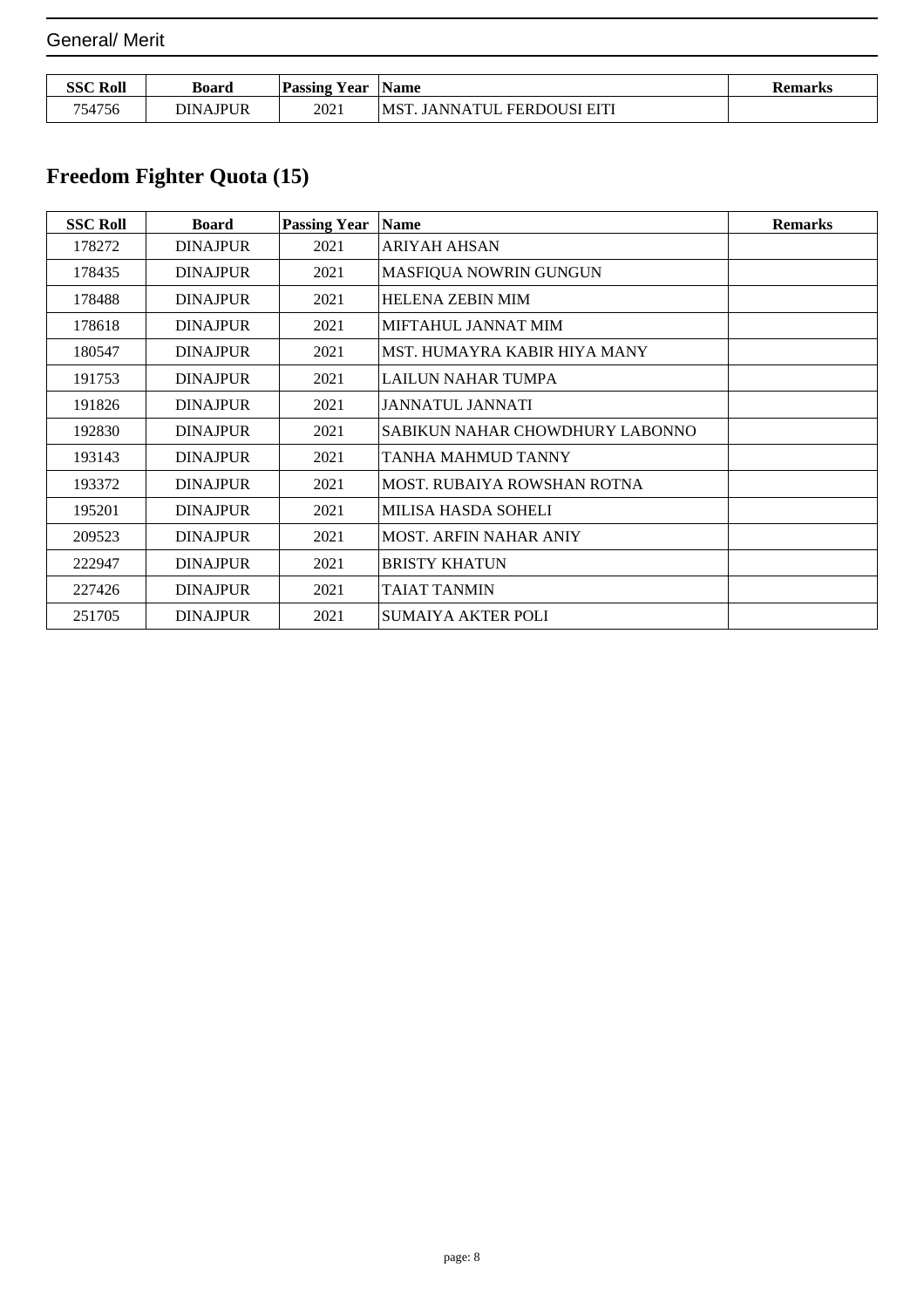General/ Merit

| SSC Roll | Board | Passing Year | Name | Remarks |
|---|---|---|---|---|
| 754756 | DINAJPUR | 2021 | MST. JANNATUL FERDOUSI EITI | |

## Freedom Fighter Quota (15)

| SSC Roll | Board | Passing Year | Name | Remarks |
|---|---|---|---|---|
| 178272 | DINAJPUR | 2021 | ARIYAH AHSAN | |
| 178435 | DINAJPUR | 2021 | MASFIQUA NOWRIN GUNGUN | |
| 178488 | DINAJPUR | 2021 | HELENA ZEBIN MIM | |
| 178618 | DINAJPUR | 2021 | MIFTAHUL JANNAT MIM | |
| 180547 | DINAJPUR | 2021 | MST. HUMAYRA KABIR HIYA MANY | |
| 191753 | DINAJPUR | 2021 | LAILUN NAHAR TUMPA | |
| 191826 | DINAJPUR | 2021 | JANNATUL JANNATI | |
| 192830 | DINAJPUR | 2021 | SABIKUN NAHAR CHOWDHURY LABONNO | |
| 193143 | DINAJPUR | 2021 | TANHA MAHMUD TANNY | |
| 193372 | DINAJPUR | 2021 | MOST. RUBAIYA ROWSHAN ROTNA | |
| 195201 | DINAJPUR | 2021 | MILISA HASDA SOHELI | |
| 209523 | DINAJPUR | 2021 | MOST. ARFIN NAHAR ANIY | |
| 222947 | DINAJPUR | 2021 | BRISTY KHATUN | |
| 227426 | DINAJPUR | 2021 | TAIAT TANMIN | |
| 251705 | DINAJPUR | 2021 | SUMAIYA AKTER POLI | |